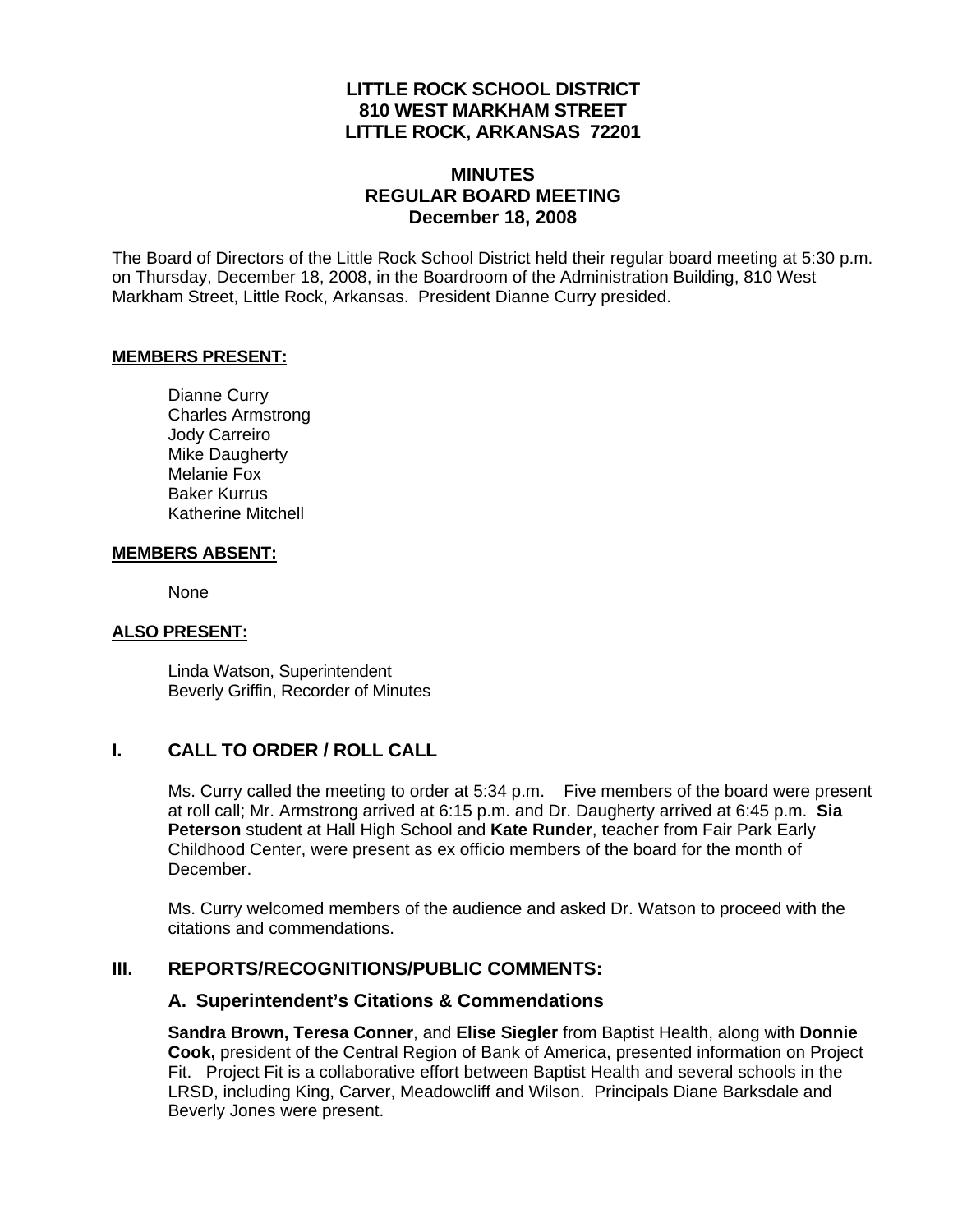# LITTLE ROCK SCHOOL DISTRICT
# 810 WEST MARKHAM STREET
# LITTLE ROCK, ARKANSAS 72201

## MINUTES
## REGULAR BOARD MEETING
## December 18, 2008

The Board of Directors of the Little Rock School District held their regular board meeting at 5:30 p.m. on Thursday, December 18, 2008, in the Boardroom of the Administration Building, 810 West Markham Street, Little Rock, Arkansas. President Dianne Curry presided.

**MEMBERS PRESENT:**

Dianne Curry
Charles Armstrong
Jody Carreiro
Mike Daugherty
Melanie Fox
Baker Kurrus
Katherine Mitchell

**MEMBERS ABSENT:**

None

**ALSO PRESENT:**

Linda Watson, Superintendent
Beverly Griffin, Recorder of Minutes

## I. CALL TO ORDER / ROLL CALL

Ms. Curry called the meeting to order at 5:34 p.m. Five members of the board were present at roll call; Mr. Armstrong arrived at 6:15 p.m. and Dr. Daugherty arrived at 6:45 p.m. **Sia Peterson** student at Hall High School and **Kate Runder**, teacher from Fair Park Early Childhood Center, were present as ex officio members of the board for the month of December.

Ms. Curry welcomed members of the audience and asked Dr. Watson to proceed with the citations and commendations.

## III. REPORTS/RECOGNITIONS/PUBLIC COMMENTS:

### A. Superintendent's Citations & Commendations

**Sandra Brown, Teresa Conner**, and **Elise Siegler** from Baptist Health, along with **Donnie Cook,** president of the Central Region of Bank of America, presented information on Project Fit. Project Fit is a collaborative effort between Baptist Health and several schools in the LRSD, including King, Carver, Meadowcliff and Wilson. Principals Diane Barksdale and Beverly Jones were present.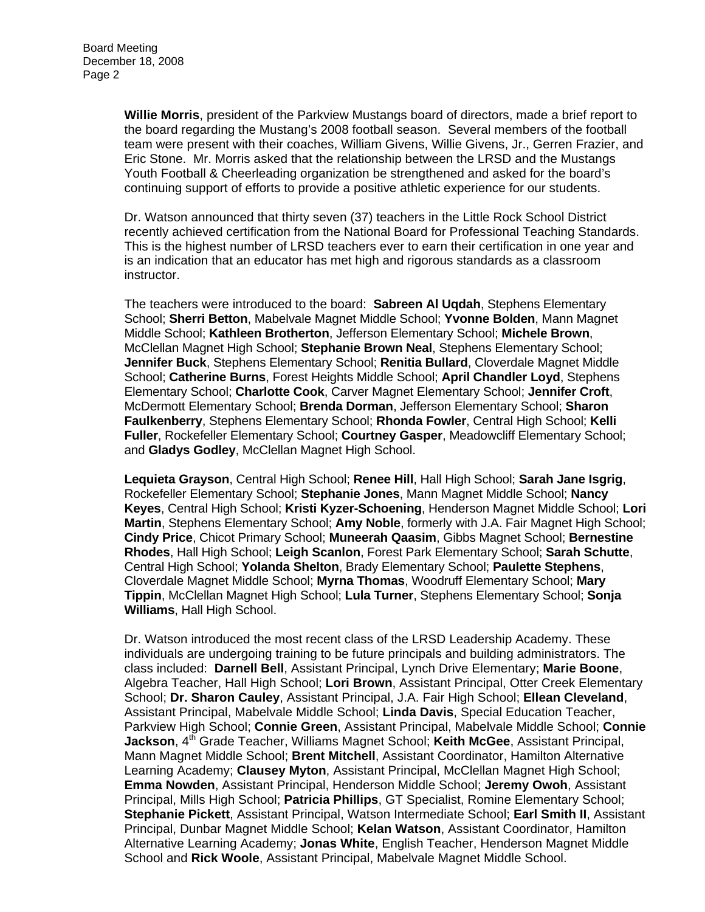**Willie Morris**, president of the Parkview Mustangs board of directors, made a brief report to the board regarding the Mustang's 2008 football season. Several members of the football team were present with their coaches, William Givens, Willie Givens, Jr., Gerren Frazier, and Eric Stone. Mr. Morris asked that the relationship between the LRSD and the Mustangs Youth Football & Cheerleading organization be strengthened and asked for the board's continuing support of efforts to provide a positive athletic experience for our students.

Dr. Watson announced that thirty seven (37) teachers in the Little Rock School District recently achieved certification from the National Board for Professional Teaching Standards. This is the highest number of LRSD teachers ever to earn their certification in one year and is an indication that an educator has met high and rigorous standards as a classroom instructor.

The teachers were introduced to the board: **Sabreen Al Uqdah**, Stephens Elementary School; **Sherri Betton**, Mabelvale Magnet Middle School; **Yvonne Bolden**, Mann Magnet Middle School; **Kathleen Brotherton**, Jefferson Elementary School; **Michele Brown**, McClellan Magnet High School; **Stephanie Brown Neal**, Stephens Elementary School; **Jennifer Buck**, Stephens Elementary School; **Renitia Bullard**, Cloverdale Magnet Middle School; **Catherine Burns**, Forest Heights Middle School; **April Chandler Loyd**, Stephens Elementary School; **Charlotte Cook**, Carver Magnet Elementary School; **Jennifer Croft**, McDermott Elementary School; **Brenda Dorman**, Jefferson Elementary School; **Sharon Faulkenberry**, Stephens Elementary School; **Rhonda Fowler**, Central High School; **Kelli Fuller**, Rockefeller Elementary School; **Courtney Gasper**, Meadowcliff Elementary School; and **Gladys Godley**, McClellan Magnet High School.

**Lequieta Grayson**, Central High School; **Renee Hill**, Hall High School; **Sarah Jane Isgrig**, Rockefeller Elementary School; **Stephanie Jones**, Mann Magnet Middle School; **Nancy Keyes**, Central High School; **Kristi Kyzer-Schoening**, Henderson Magnet Middle School; **Lori Martin**, Stephens Elementary School; **Amy Noble**, formerly with J.A. Fair Magnet High School; **Cindy Price**, Chicot Primary School; **Muneerah Qaasim**, Gibbs Magnet School; **Bernestine Rhodes**, Hall High School; **Leigh Scanlon**, Forest Park Elementary School; **Sarah Schutte**, Central High School; **Yolanda Shelton**, Brady Elementary School; **Paulette Stephens**, Cloverdale Magnet Middle School; **Myrna Thomas**, Woodruff Elementary School; **Mary Tippin**, McClellan Magnet High School; **Lula Turner**, Stephens Elementary School; **Sonja Williams**, Hall High School.

Dr. Watson introduced the most recent class of the LRSD Leadership Academy. These individuals are undergoing training to be future principals and building administrators. The class included: **Darnell Bell**, Assistant Principal, Lynch Drive Elementary; **Marie Boone**, Algebra Teacher, Hall High School; **Lori Brown**, Assistant Principal, Otter Creek Elementary School; **Dr. Sharon Cauley**, Assistant Principal, J.A. Fair High School; **Ellean Cleveland**, Assistant Principal, Mabelvale Middle School; **Linda Davis**, Special Education Teacher, Parkview High School; **Connie Green**, Assistant Principal, Mabelvale Middle School; **Connie Jackson**, 4th Grade Teacher, Williams Magnet School; **Keith McGee**, Assistant Principal, Mann Magnet Middle School; **Brent Mitchell**, Assistant Coordinator, Hamilton Alternative Learning Academy; **Clausey Myton**, Assistant Principal, McClellan Magnet High School; **Emma Nowden**, Assistant Principal, Henderson Middle School; **Jeremy Owoh**, Assistant Principal, Mills High School; **Patricia Phillips**, GT Specialist, Romine Elementary School; **Stephanie Pickett**, Assistant Principal, Watson Intermediate School; **Earl Smith II**, Assistant Principal, Dunbar Magnet Middle School; **Kelan Watson**, Assistant Coordinator, Hamilton Alternative Learning Academy; **Jonas White**, English Teacher, Henderson Magnet Middle School and **Rick Woole**, Assistant Principal, Mabelvale Magnet Middle School.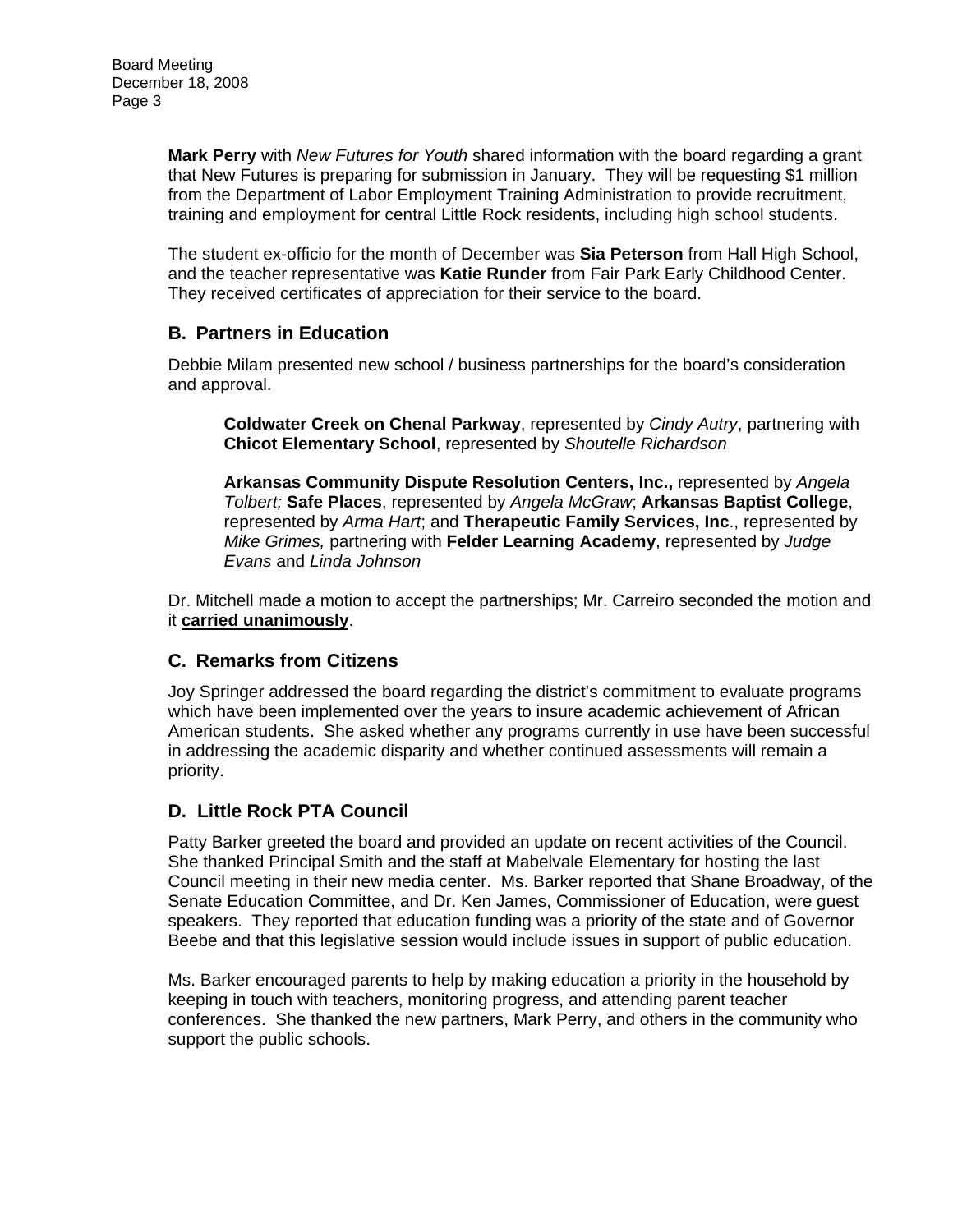**Mark Perry** with *New Futures for Youth* shared information with the board regarding a grant that New Futures is preparing for submission in January. They will be requesting $1 million from the Department of Labor Employment Training Administration to provide recruitment, training and employment for central Little Rock residents, including high school students.

The student ex-officio for the month of December was **Sia Peterson** from Hall High School, and the teacher representative was **Katie Runder** from Fair Park Early Childhood Center. They received certificates of appreciation for their service to the board.

## B. Partners in Education

Debbie Milam presented new school / business partnerships for the board's consideration and approval.

> **Coldwater Creek on Chenal Parkway**, represented by *Cindy Autry*, partnering with **Chicot Elementary School**, represented by *Shoutelle Richardson*
>
> **Arkansas Community Dispute Resolution Centers, Inc.,** represented by *Angela Tolbert;* **Safe Places**, represented by *Angela McGraw*; **Arkansas Baptist College**, represented by *Arma Hart*; and **Therapeutic Family Services, Inc**., represented by *Mike Grimes,* partnering with **Felder Learning Academy**, represented by *Judge Evans* and *Linda Johnson*

Dr. Mitchell made a motion to accept the partnerships; Mr. Carreiro seconded the motion and it **carried unanimously**.

## C. Remarks from Citizens

Joy Springer addressed the board regarding the district's commitment to evaluate programs which have been implemented over the years to insure academic achievement of African American students. She asked whether any programs currently in use have been successful in addressing the academic disparity and whether continued assessments will remain a priority.

## D. Little Rock PTA Council

Patty Barker greeted the board and provided an update on recent activities of the Council. She thanked Principal Smith and the staff at Mabelvale Elementary for hosting the last Council meeting in their new media center. Ms. Barker reported that Shane Broadway, of the Senate Education Committee, and Dr. Ken James, Commissioner of Education, were guest speakers. They reported that education funding was a priority of the state and of Governor Beebe and that this legislative session would include issues in support of public education.

Ms. Barker encouraged parents to help by making education a priority in the household by keeping in touch with teachers, monitoring progress, and attending parent teacher conferences. She thanked the new partners, Mark Perry, and others in the community who support the public schools.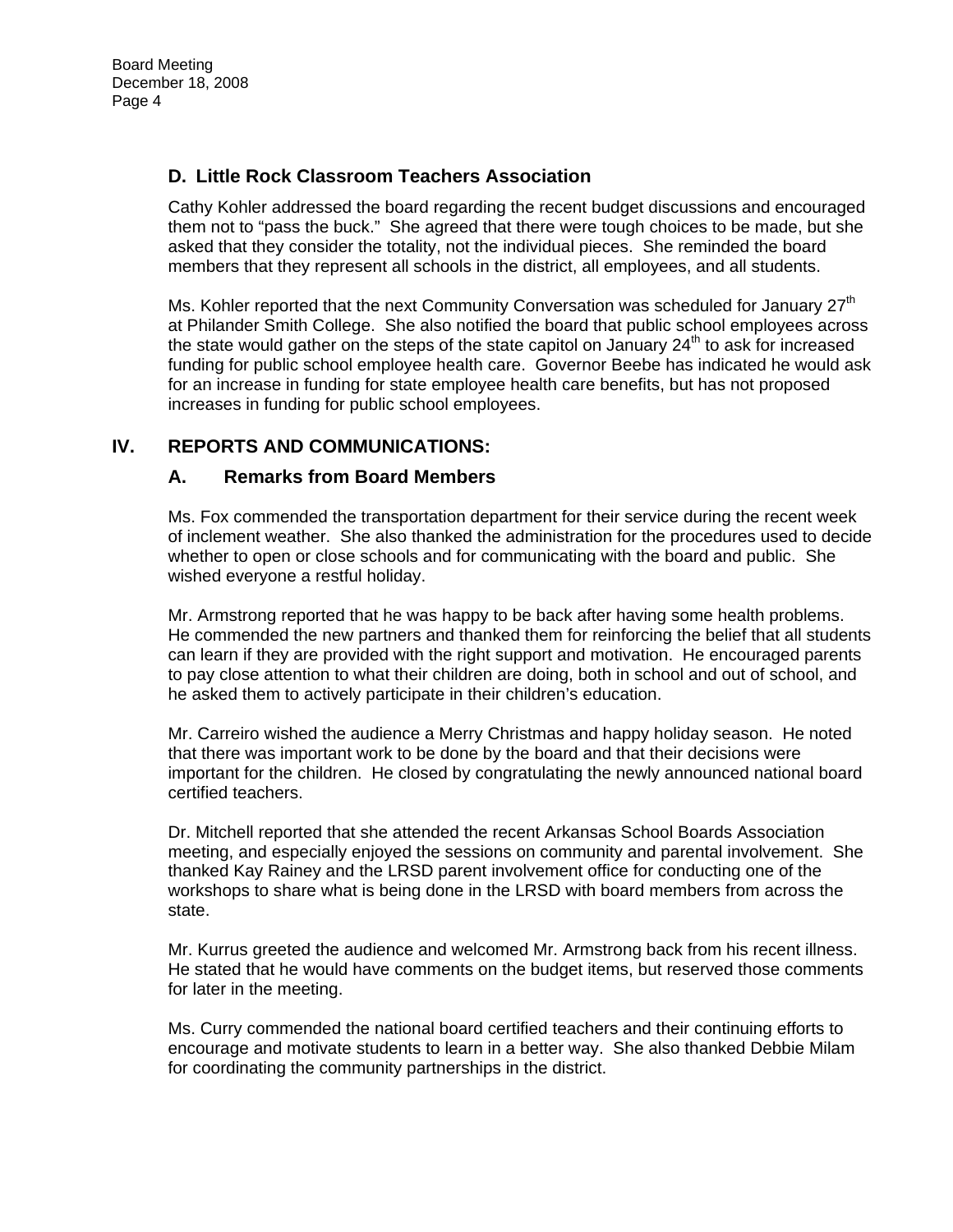### D. Little Rock Classroom Teachers Association

Cathy Kohler addressed the board regarding the recent budget discussions and encouraged them not to "pass the buck." She agreed that there were tough choices to be made, but she asked that they consider the totality, not the individual pieces. She reminded the board members that they represent all schools in the district, all employees, and all students.

Ms. Kohler reported that the next Community Conversation was scheduled for January 27th at Philander Smith College. She also notified the board that public school employees across the state would gather on the steps of the state capitol on January 24th to ask for increased funding for public school employee health care. Governor Beebe has indicated he would ask for an increase in funding for state employee health care benefits, but has not proposed increases in funding for public school employees.

## IV. REPORTS AND COMMUNICATIONS:

### A. Remarks from Board Members

Ms. Fox commended the transportation department for their service during the recent week of inclement weather. She also thanked the administration for the procedures used to decide whether to open or close schools and for communicating with the board and public. She wished everyone a restful holiday.

Mr. Armstrong reported that he was happy to be back after having some health problems. He commended the new partners and thanked them for reinforcing the belief that all students can learn if they are provided with the right support and motivation. He encouraged parents to pay close attention to what their children are doing, both in school and out of school, and he asked them to actively participate in their children's education.

Mr. Carreiro wished the audience a Merry Christmas and happy holiday season. He noted that there was important work to be done by the board and that their decisions were important for the children. He closed by congratulating the newly announced national board certified teachers.

Dr. Mitchell reported that she attended the recent Arkansas School Boards Association meeting, and especially enjoyed the sessions on community and parental involvement. She thanked Kay Rainey and the LRSD parent involvement office for conducting one of the workshops to share what is being done in the LRSD with board members from across the state.

Mr. Kurrus greeted the audience and welcomed Mr. Armstrong back from his recent illness. He stated that he would have comments on the budget items, but reserved those comments for later in the meeting.

Ms. Curry commended the national board certified teachers and their continuing efforts to encourage and motivate students to learn in a better way. She also thanked Debbie Milam for coordinating the community partnerships in the district.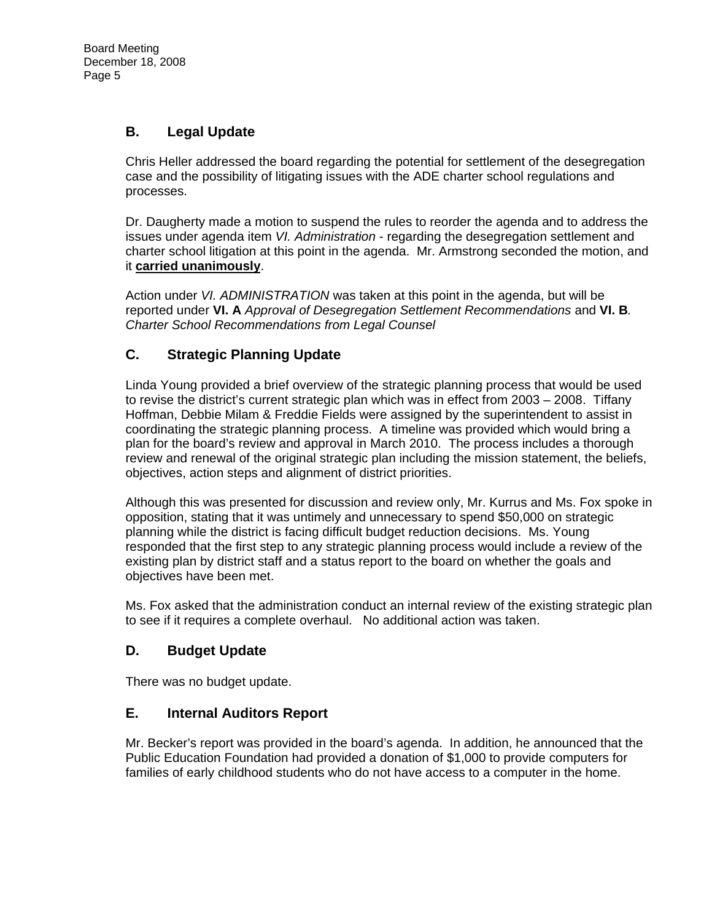## B. Legal Update

Chris Heller addressed the board regarding the potential for settlement of the desegregation case and the possibility of litigating issues with the ADE charter school regulations and processes.

Dr. Daugherty made a motion to suspend the rules to reorder the agenda and to address the issues under agenda item *VI. Administration* - regarding the desegregation settlement and charter school litigation at this point in the agenda. Mr. Armstrong seconded the motion, and it **carried unanimously**.

Action under *VI. ADMINISTRATION* was taken at this point in the agenda, but will be reported under **VI. A** *Approval of Desegregation Settlement Recommendations* and **VI. B**. *Charter School Recommendations from Legal Counsel*

## C. Strategic Planning Update

Linda Young provided a brief overview of the strategic planning process that would be used to revise the district's current strategic plan which was in effect from 2003 – 2008. Tiffany Hoffman, Debbie Milam & Freddie Fields were assigned by the superintendent to assist in coordinating the strategic planning process. A timeline was provided which would bring a plan for the board's review and approval in March 2010. The process includes a thorough review and renewal of the original strategic plan including the mission statement, the beliefs, objectives, action steps and alignment of district priorities.

Although this was presented for discussion and review only, Mr. Kurrus and Ms. Fox spoke in opposition, stating that it was untimely and unnecessary to spend $50,000 on strategic planning while the district is facing difficult budget reduction decisions. Ms. Young responded that the first step to any strategic planning process would include a review of the existing plan by district staff and a status report to the board on whether the goals and objectives have been met.

Ms. Fox asked that the administration conduct an internal review of the existing strategic plan to see if it requires a complete overhaul. No additional action was taken.

## D. Budget Update

There was no budget update.

## E. Internal Auditors Report

Mr. Becker's report was provided in the board's agenda. In addition, he announced that the Public Education Foundation had provided a donation of $1,000 to provide computers for families of early childhood students who do not have access to a computer in the home.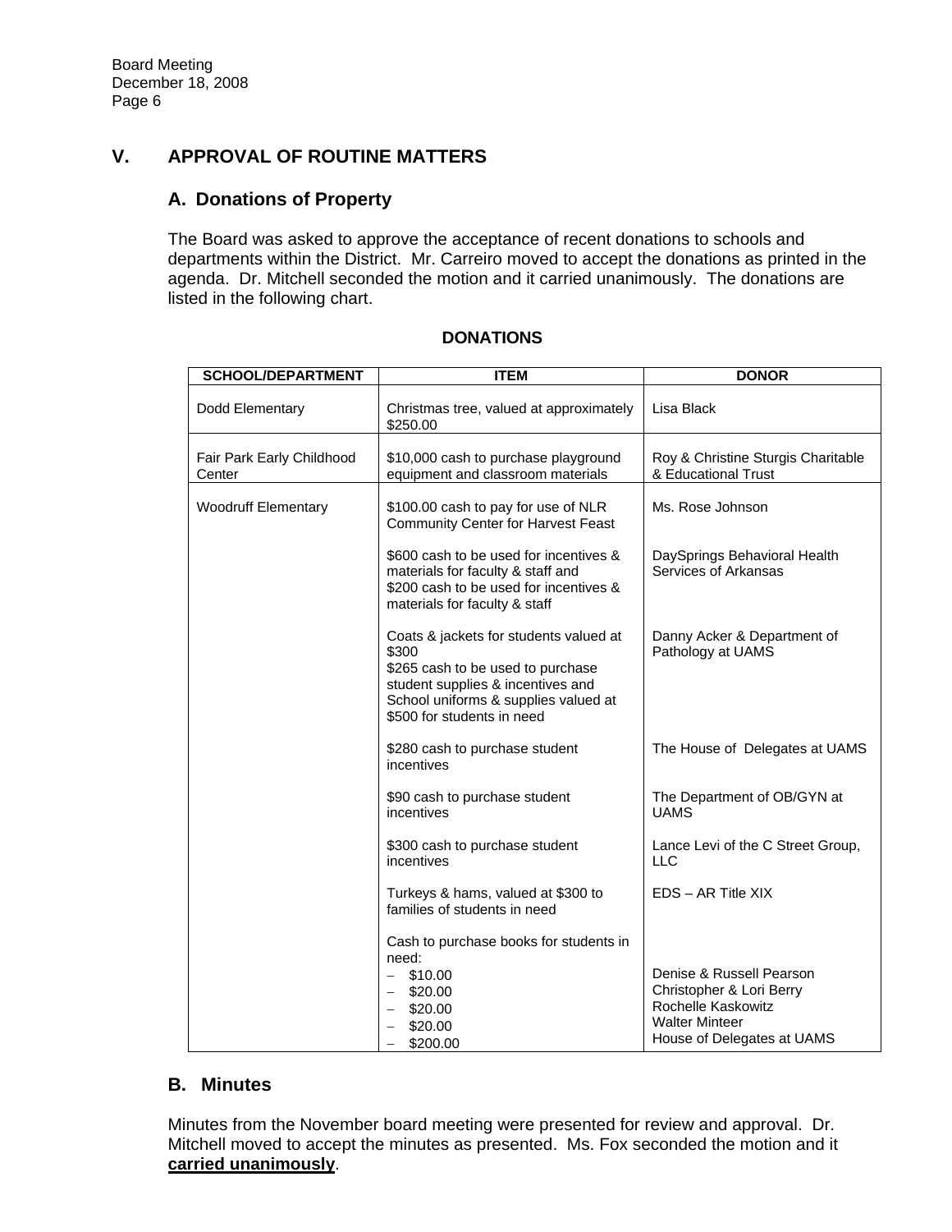## V. APPROVAL OF ROUTINE MATTERS

### A. Donations of Property

The Board was asked to approve the acceptance of recent donations to schools and departments within the District. Mr. Carreiro moved to accept the donations as printed in the agenda. Dr. Mitchell seconded the motion and it carried unanimously. The donations are listed in the following chart.

**DONATIONS**

| SCHOOL/DEPARTMENT | ITEM | DONOR |
|---|---|---|
| Dodd Elementary | Christmas tree, valued at approximately $250.00 | Lisa Black |
| Fair Park Early Childhood Center | $10,000 cash to purchase playground equipment and classroom materials | Roy & Christine Sturgis Charitable & Educational Trust |
| Woodruff Elementary | $100.00 cash to pay for use of NLR Community Center for Harvest Feast | Ms. Rose Johnson |
| | $600 cash to be used for incentives & materials for faculty & staff and<br>$200 cash to be used for incentives & materials for faculty & staff | DaySprings Behavioral Health Services of Arkansas |
| | Coats & jackets for students valued at $300<br>$265 cash to be used to purchase student supplies & incentives and<br>School uniforms & supplies valued at $500 for students in need | Danny Acker & Department of Pathology at UAMS |
| | $280 cash to purchase student incentives | The House of Delegates at UAMS |
| | $90 cash to purchase student incentives | The Department of OB/GYN at UAMS |
| | $300 cash to purchase student incentives | Lance Levi of the C Street Group, LLC |
| | Turkeys & hams, valued at $300 to families of students in need | EDS – AR Title XIX |
| | Cash to purchase books for students in need:<br>– $10.00<br>– $20.00<br>– $20.00<br>– $20.00<br>– $200.00 | <br><br>Denise & Russell Pearson<br>Christopher & Lori Berry<br>Rochelle Kaskowitz<br>Walter Minteer<br>House of Delegates at UAMS |

### B. Minutes

Minutes from the November board meeting were presented for review and approval. Dr. Mitchell moved to accept the minutes as presented. Ms. Fox seconded the motion and it **carried unanimously**.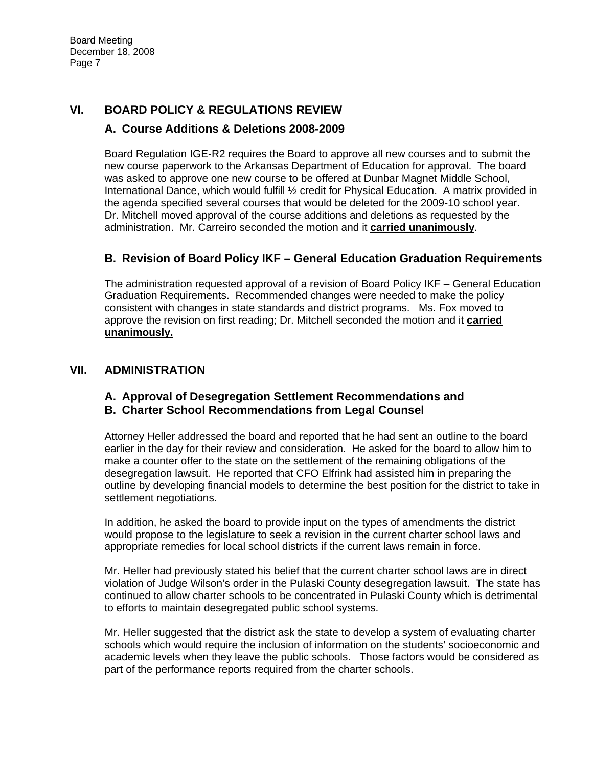## VI. BOARD POLICY & REGULATIONS REVIEW

### A. Course Additions & Deletions 2008-2009

Board Regulation IGE-R2 requires the Board to approve all new courses and to submit the new course paperwork to the Arkansas Department of Education for approval. The board was asked to approve one new course to be offered at Dunbar Magnet Middle School, International Dance, which would fulfill ½ credit for Physical Education. A matrix provided in the agenda specified several courses that would be deleted for the 2009-10 school year. Dr. Mitchell moved approval of the course additions and deletions as requested by the administration. Mr. Carreiro seconded the motion and it **carried unanimously**.

### B. Revision of Board Policy IKF – General Education Graduation Requirements

The administration requested approval of a revision of Board Policy IKF – General Education Graduation Requirements. Recommended changes were needed to make the policy consistent with changes in state standards and district programs. Ms. Fox moved to approve the revision on first reading; Dr. Mitchell seconded the motion and it **carried unanimously.**

## VII. ADMINISTRATION

### A. Approval of Desegregation Settlement Recommendations and
### B. Charter School Recommendations from Legal Counsel

Attorney Heller addressed the board and reported that he had sent an outline to the board earlier in the day for their review and consideration. He asked for the board to allow him to make a counter offer to the state on the settlement of the remaining obligations of the desegregation lawsuit. He reported that CFO Elfrink had assisted him in preparing the outline by developing financial models to determine the best position for the district to take in settlement negotiations.

In addition, he asked the board to provide input on the types of amendments the district would propose to the legislature to seek a revision in the current charter school laws and appropriate remedies for local school districts if the current laws remain in force.

Mr. Heller had previously stated his belief that the current charter school laws are in direct violation of Judge Wilson's order in the Pulaski County desegregation lawsuit. The state has continued to allow charter schools to be concentrated in Pulaski County which is detrimental to efforts to maintain desegregated public school systems.

Mr. Heller suggested that the district ask the state to develop a system of evaluating charter schools which would require the inclusion of information on the students' socioeconomic and academic levels when they leave the public schools. Those factors would be considered as part of the performance reports required from the charter schools.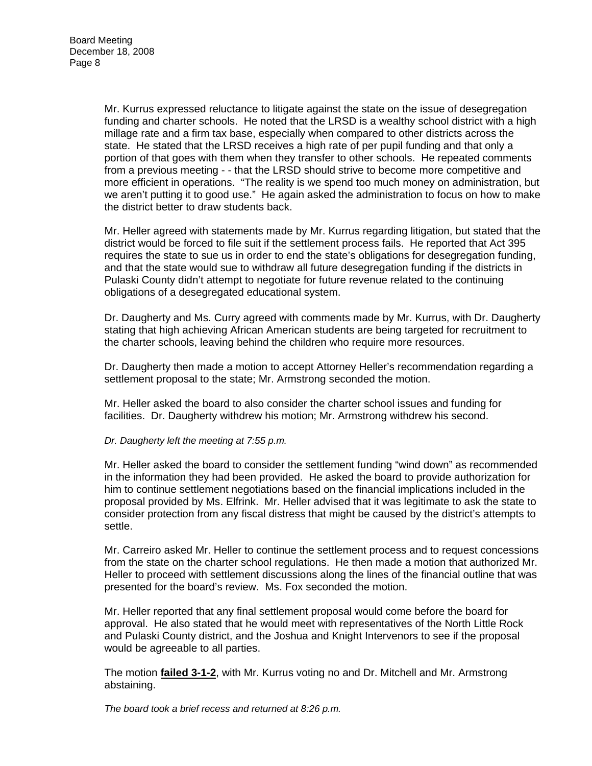Mr. Kurrus expressed reluctance to litigate against the state on the issue of desegregation funding and charter schools. He noted that the LRSD is a wealthy school district with a high millage rate and a firm tax base, especially when compared to other districts across the state. He stated that the LRSD receives a high rate of per pupil funding and that only a portion of that goes with them when they transfer to other schools. He repeated comments from a previous meeting - - that the LRSD should strive to become more competitive and more efficient in operations. "The reality is we spend too much money on administration, but we aren't putting it to good use." He again asked the administration to focus on how to make the district better to draw students back.

Mr. Heller agreed with statements made by Mr. Kurrus regarding litigation, but stated that the district would be forced to file suit if the settlement process fails. He reported that Act 395 requires the state to sue us in order to end the state's obligations for desegregation funding, and that the state would sue to withdraw all future desegregation funding if the districts in Pulaski County didn't attempt to negotiate for future revenue related to the continuing obligations of a desegregated educational system.

Dr. Daugherty and Ms. Curry agreed with comments made by Mr. Kurrus, with Dr. Daugherty stating that high achieving African American students are being targeted for recruitment to the charter schools, leaving behind the children who require more resources.

Dr. Daugherty then made a motion to accept Attorney Heller's recommendation regarding a settlement proposal to the state; Mr. Armstrong seconded the motion.

Mr. Heller asked the board to also consider the charter school issues and funding for facilities. Dr. Daugherty withdrew his motion; Mr. Armstrong withdrew his second.

*Dr. Daugherty left the meeting at 7:55 p.m.*

Mr. Heller asked the board to consider the settlement funding "wind down" as recommended in the information they had been provided. He asked the board to provide authorization for him to continue settlement negotiations based on the financial implications included in the proposal provided by Ms. Elfrink. Mr. Heller advised that it was legitimate to ask the state to consider protection from any fiscal distress that might be caused by the district's attempts to settle.

Mr. Carreiro asked Mr. Heller to continue the settlement process and to request concessions from the state on the charter school regulations. He then made a motion that authorized Mr. Heller to proceed with settlement discussions along the lines of the financial outline that was presented for the board's review. Ms. Fox seconded the motion.

Mr. Heller reported that any final settlement proposal would come before the board for approval. He also stated that he would meet with representatives of the North Little Rock and Pulaski County district, and the Joshua and Knight Intervenors to see if the proposal would be agreeable to all parties.

The motion **failed 3-1-2**, with Mr. Kurrus voting no and Dr. Mitchell and Mr. Armstrong abstaining.

*The board took a brief recess and returned at 8:26 p.m.*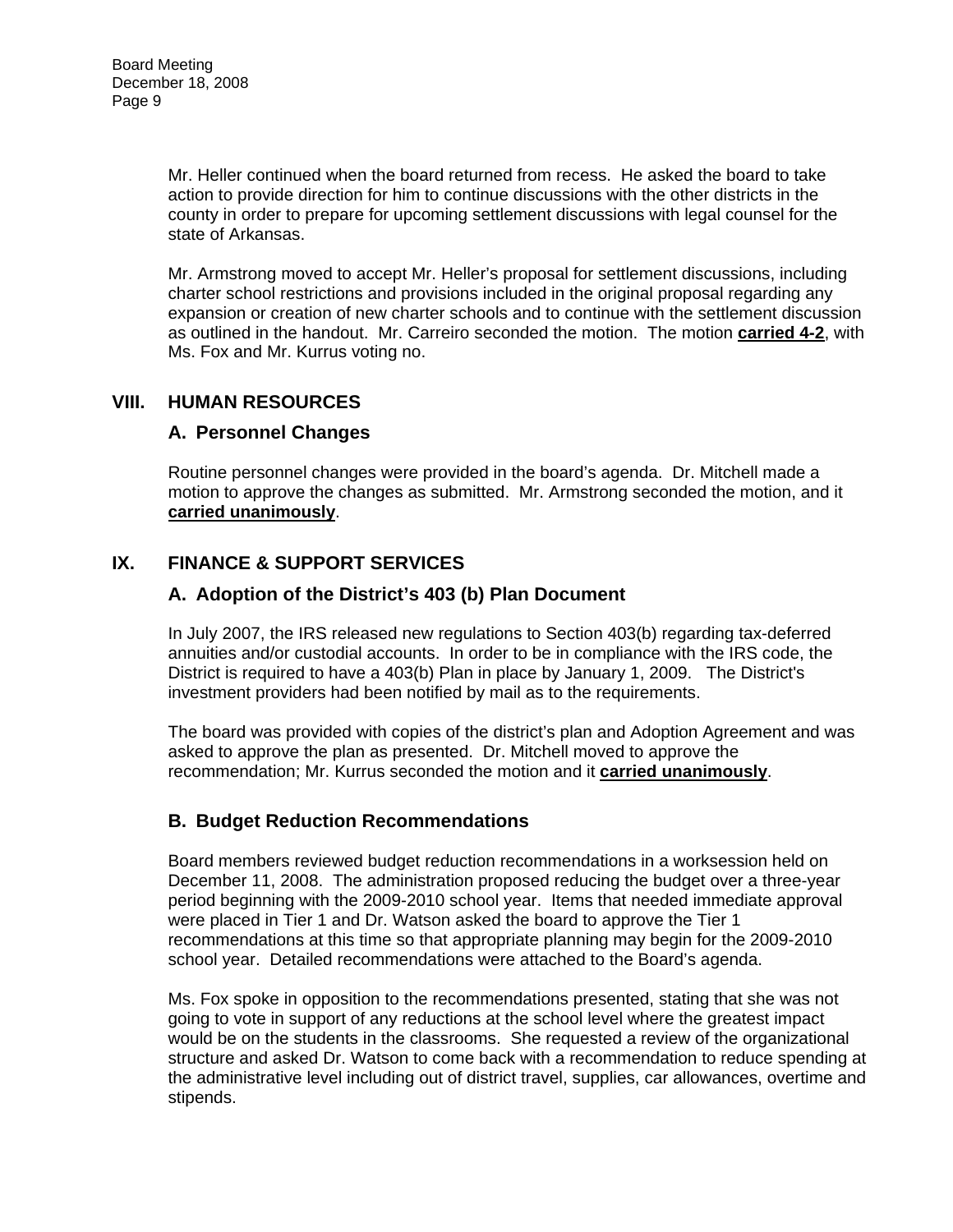Mr. Heller continued when the board returned from recess. He asked the board to take action to provide direction for him to continue discussions with the other districts in the county in order to prepare for upcoming settlement discussions with legal counsel for the state of Arkansas.

Mr. Armstrong moved to accept Mr. Heller's proposal for settlement discussions, including charter school restrictions and provisions included in the original proposal regarding any expansion or creation of new charter schools and to continue with the settlement discussion as outlined in the handout. Mr. Carreiro seconded the motion. The motion **carried 4-2**, with Ms. Fox and Mr. Kurrus voting no.

## VIII. HUMAN RESOURCES

### A. Personnel Changes

Routine personnel changes were provided in the board's agenda. Dr. Mitchell made a motion to approve the changes as submitted. Mr. Armstrong seconded the motion, and it **carried unanimously**.

## IX. FINANCE & SUPPORT SERVICES

### A. Adoption of the District's 403 (b) Plan Document

In July 2007, the IRS released new regulations to Section 403(b) regarding tax-deferred annuities and/or custodial accounts. In order to be in compliance with the IRS code, the District is required to have a 403(b) Plan in place by January 1, 2009. The District's investment providers had been notified by mail as to the requirements.

The board was provided with copies of the district's plan and Adoption Agreement and was asked to approve the plan as presented. Dr. Mitchell moved to approve the recommendation; Mr. Kurrus seconded the motion and it **carried unanimously**.

### B. Budget Reduction Recommendations

Board members reviewed budget reduction recommendations in a worksession held on December 11, 2008. The administration proposed reducing the budget over a three-year period beginning with the 2009-2010 school year. Items that needed immediate approval were placed in Tier 1 and Dr. Watson asked the board to approve the Tier 1 recommendations at this time so that appropriate planning may begin for the 2009-2010 school year. Detailed recommendations were attached to the Board's agenda.

Ms. Fox spoke in opposition to the recommendations presented, stating that she was not going to vote in support of any reductions at the school level where the greatest impact would be on the students in the classrooms. She requested a review of the organizational structure and asked Dr. Watson to come back with a recommendation to reduce spending at the administrative level including out of district travel, supplies, car allowances, overtime and stipends.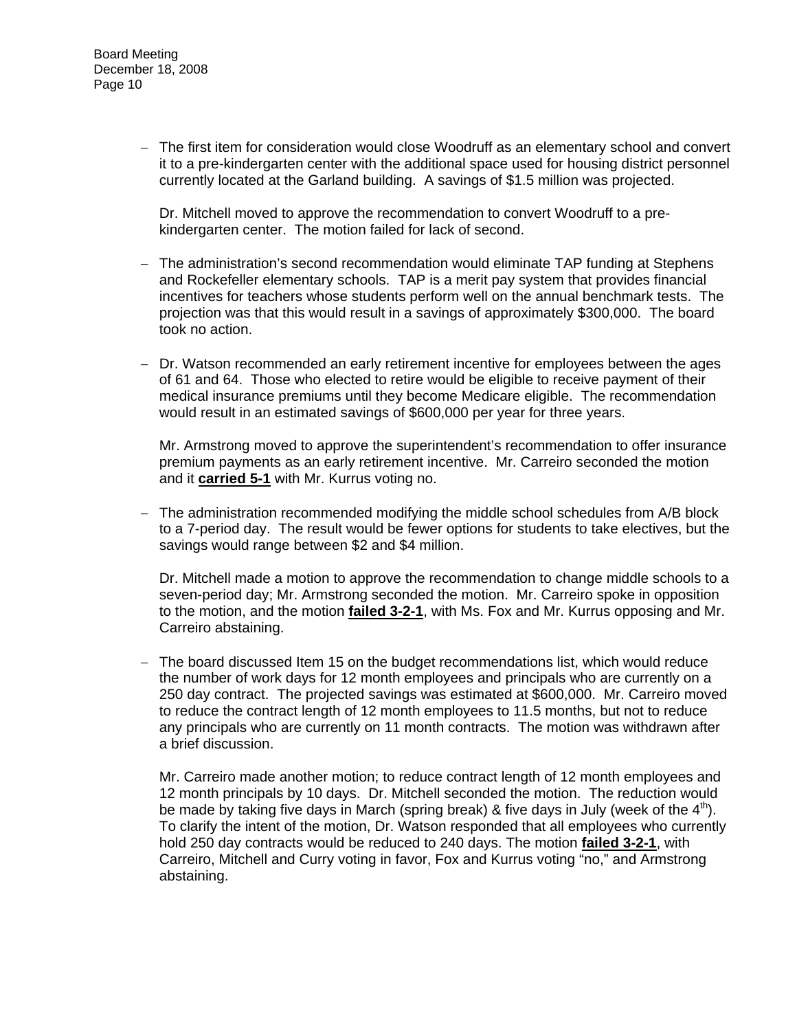- The first item for consideration would close Woodruff as an elementary school and convert it to a pre-kindergarten center with the additional space used for housing district personnel currently located at the Garland building. A savings of $1.5 million was projected.

  Dr. Mitchell moved to approve the recommendation to convert Woodruff to a pre-kindergarten center. The motion failed for lack of second.

- The administration's second recommendation would eliminate TAP funding at Stephens and Rockefeller elementary schools. TAP is a merit pay system that provides financial incentives for teachers whose students perform well on the annual benchmark tests. The projection was that this would result in a savings of approximately $300,000. The board took no action.

- Dr. Watson recommended an early retirement incentive for employees between the ages of 61 and 64. Those who elected to retire would be eligible to receive payment of their medical insurance premiums until they become Medicare eligible. The recommendation would result in an estimated savings of $600,000 per year for three years.

  Mr. Armstrong moved to approve the superintendent's recommendation to offer insurance premium payments as an early retirement incentive. Mr. Carreiro seconded the motion and it **carried 5-1** with Mr. Kurrus voting no.

- The administration recommended modifying the middle school schedules from A/B block to a 7-period day. The result would be fewer options for students to take electives, but the savings would range between $2 and $4 million.

  Dr. Mitchell made a motion to approve the recommendation to change middle schools to a seven-period day; Mr. Armstrong seconded the motion. Mr. Carreiro spoke in opposition to the motion, and the motion **failed 3-2-1**, with Ms. Fox and Mr. Kurrus opposing and Mr. Carreiro abstaining.

- The board discussed Item 15 on the budget recommendations list, which would reduce the number of work days for 12 month employees and principals who are currently on a 250 day contract. The projected savings was estimated at $600,000. Mr. Carreiro moved to reduce the contract length of 12 month employees to 11.5 months, but not to reduce any principals who are currently on 11 month contracts. The motion was withdrawn after a brief discussion.

  Mr. Carreiro made another motion; to reduce contract length of 12 month employees and 12 month principals by 10 days. Dr. Mitchell seconded the motion. The reduction would be made by taking five days in March (spring break) & five days in July (week of the 4th). To clarify the intent of the motion, Dr. Watson responded that all employees who currently hold 250 day contracts would be reduced to 240 days. The motion **failed 3-2-1**, with Carreiro, Mitchell and Curry voting in favor, Fox and Kurrus voting "no," and Armstrong abstaining.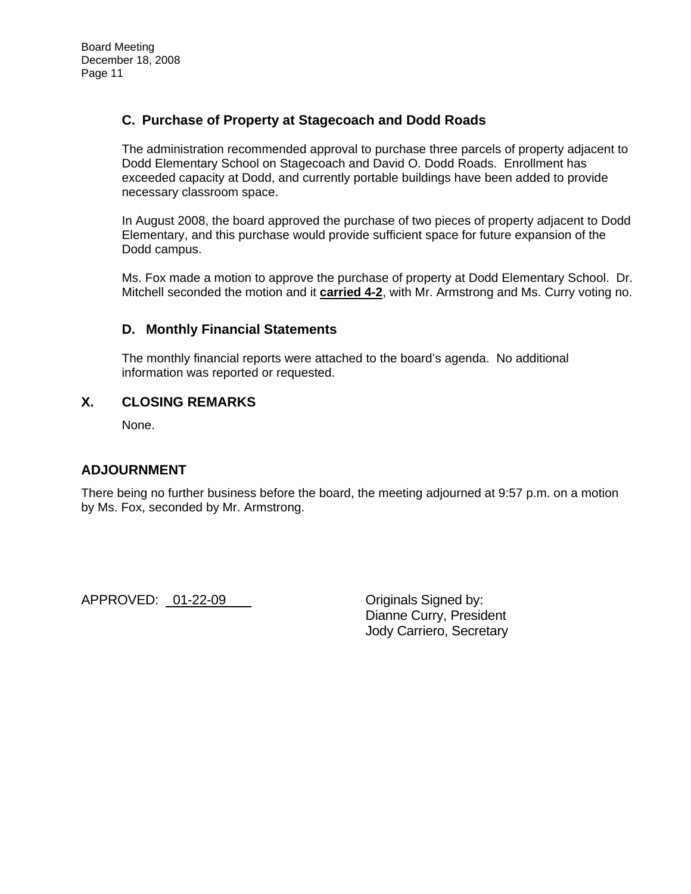### C. Purchase of Property at Stagecoach and Dodd Roads

The administration recommended approval to purchase three parcels of property adjacent to Dodd Elementary School on Stagecoach and David O. Dodd Roads. Enrollment has exceeded capacity at Dodd, and currently portable buildings have been added to provide necessary classroom space.

In August 2008, the board approved the purchase of two pieces of property adjacent to Dodd Elementary, and this purchase would provide sufficient space for future expansion of the Dodd campus.

Ms. Fox made a motion to approve the purchase of property at Dodd Elementary School. Dr. Mitchell seconded the motion and it **carried 4-2**, with Mr. Armstrong and Ms. Curry voting no.

### D. Monthly Financial Statements

The monthly financial reports were attached to the board's agenda. No additional information was reported or requested.

## X. CLOSING REMARKS

None.

## ADJOURNMENT

There being no further business before the board, the meeting adjourned at 9:57 p.m. on a motion by Ms. Fox, seconded by Mr. Armstrong.

APPROVED: 01-22-09

Originals Signed by:
Dianne Curry, President
Jody Carriero, Secretary